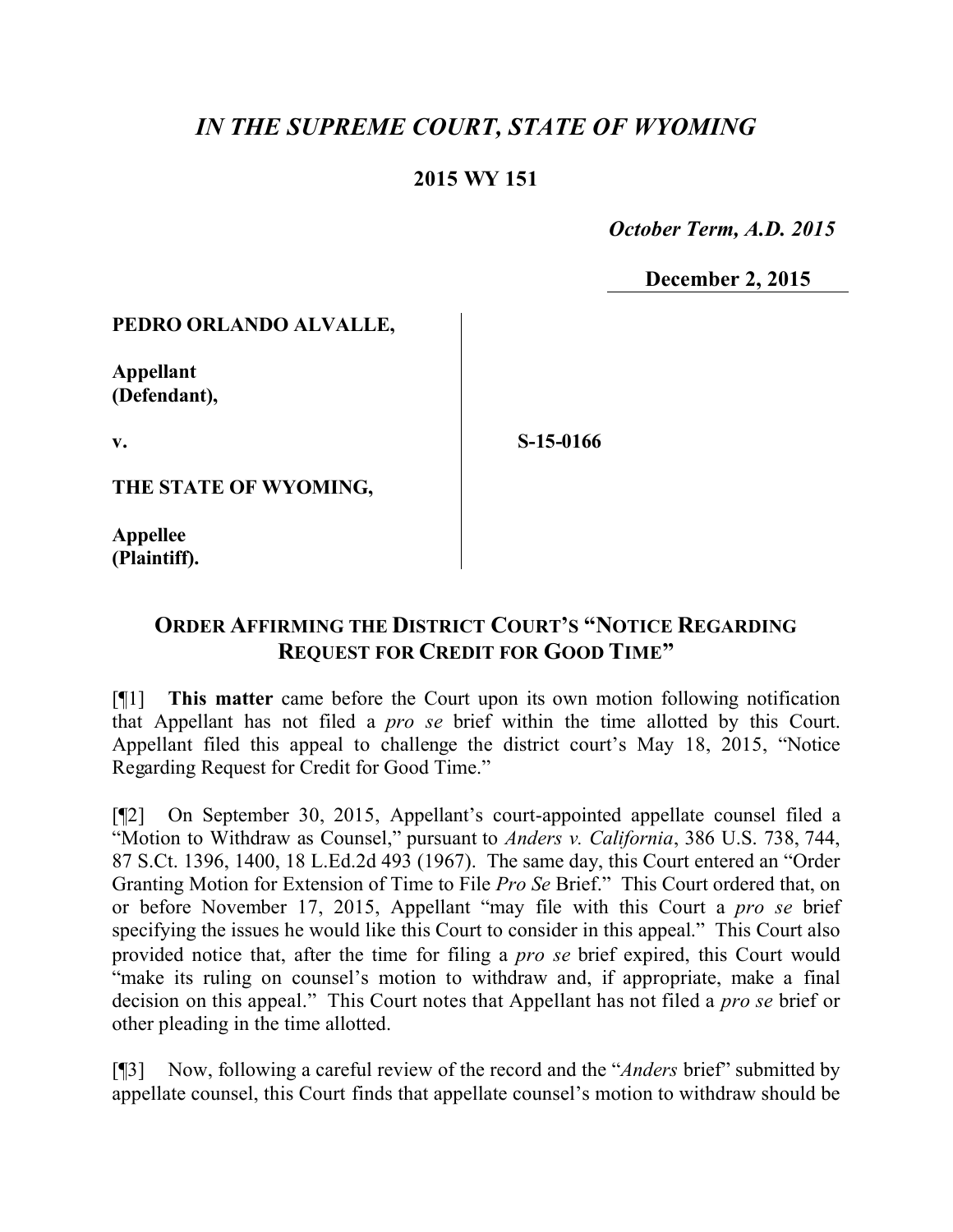# *IN THE SUPREME COURT, STATE OF WYOMING*

**2015 WY 151**

*October Term, A.D. 2015*

**December 2, 2015**

**PEDRO ORLANDO ALVALLE,**

**Appellant (Defendant),**

**v.**

**S-15-0166**

**THE STATE OF WYOMING,**

**Appellee (Plaintiff).**

## ORDER AFFIRMING THE DISTRICT COURT'S "NOTICE REGARDING REQUEST FOR CREDIT FOR GOOD TIME"

[¶1] **This matter** came before the Court upon its own motion following notification that Appellant has not filed a *pro se* brief within the time allotted by this Court. Appellant filed this appeal to challenge the district court's May 18, 2015, "Notice Regarding Request for Credit for Good Time."

[¶2] On September 30, 2015, Appellant's court-appointed appellate counsel filed a "Motion to Withdraw as Counsel," pursuant to *Anders v. California*, 386 U.S. 738, 744, 87 S.Ct. 1396, 1400, 18 L.Ed.2d 493 (1967). The same day, this Court entered an "Order Granting Motion for Extension of Time to File *Pro Se* Brief." This Court ordered that, on or before November 17, 2015, Appellant "may file with this Court a *pro se* brief specifying the issues he would like this Court to consider in this appeal." This Court also provided notice that, after the time for filing a *pro se* brief expired, this Court would "make its ruling on counsel's motion to withdraw and, if appropriate, make a final decision on this appeal." This Court notes that Appellant has not filed a *pro se* brief or other pleading in the time allotted.

[¶3] Now, following a careful review of the record and the "*Anders* brief" submitted by appellate counsel, this Court finds that appellate counsel's motion to withdraw should be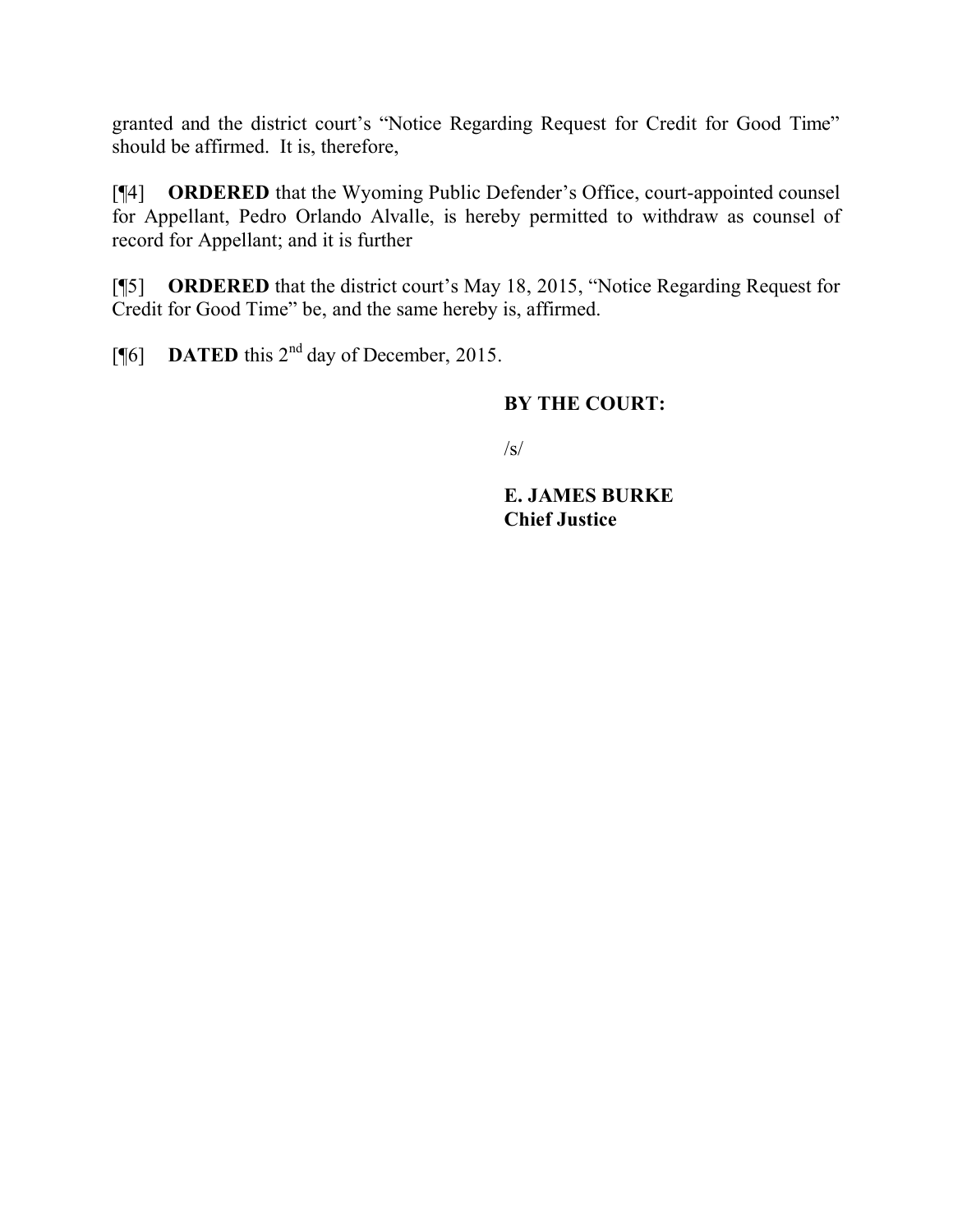granted and the district court's "Notice Regarding Request for Credit for Good Time" should be affirmed. It is, therefore,

[¶4] **ORDERED** that the Wyoming Public Defender's Office, court-appointed counsel for Appellant, Pedro Orlando Alvalle, is hereby permitted to withdraw as counsel of record for Appellant; and it is further

[¶5] **ORDERED** that the district court's May 18, 2015, "Notice Regarding Request for Credit for Good Time" be, and the same hereby is, affirmed.

[¶6] **DATED** this 2nd day of December, 2015.

**BY THE COURT:**

/s/

**E. JAMES BURKE**
**Chief Justice**